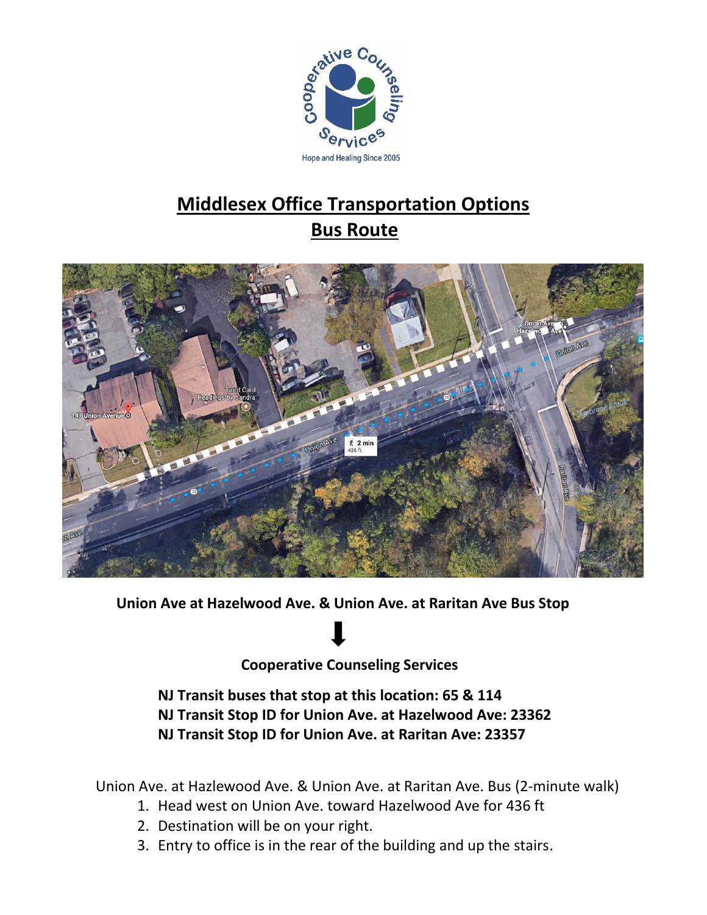# Middlesex Office Transportation Options

## Bus Route

**Union Ave at Hazelwood Ave. & Union Ave. at Raritan Ave Bus Stop**

⬇

**Cooperative Counseling Services**

**NJ Transit buses that stop at this location: 65 & 114**
**NJ Transit Stop ID for Union Ave. at Hazelwood Ave: 23362**
**NJ Transit Stop ID for Union Ave. at Raritan Ave: 23357**

Union Ave. at Hazlewood Ave. & Union Ave. at Raritan Ave. Bus (2-minute walk)

1. Head west on Union Ave. toward Hazelwood Ave for 436 ft
2. Destination will be on your right.
3. Entry to office is in the rear of the building and up the stairs.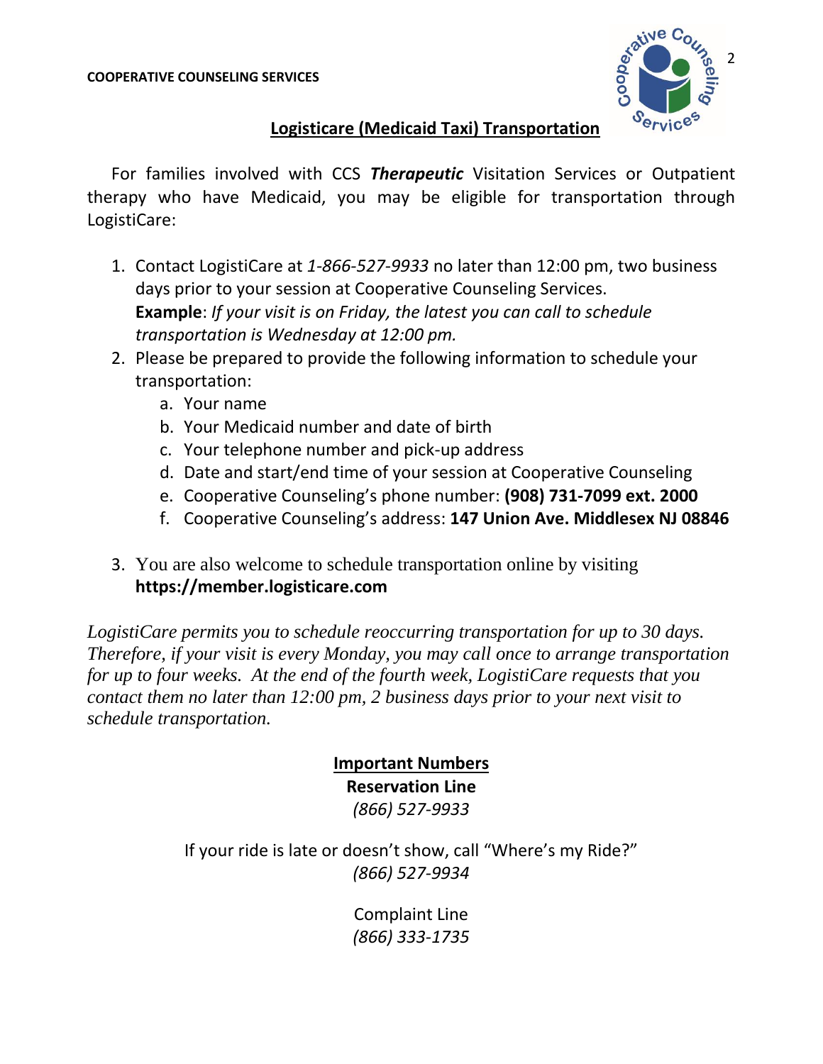## Logisticare (Medicaid Taxi) Transportation

For families involved with CCS ***Therapeutic*** Visitation Services or Outpatient therapy who have Medicaid, you may be eligible for transportation through LogistiCare:

1. Contact LogistiCare at *1-866-527-9933* no later than 12:00 pm, two business days prior to your session at Cooperative Counseling Services.
   **Example**: *If your visit is on Friday, the latest you can call to schedule transportation is Wednesday at 12:00 pm.*
2. Please be prepared to provide the following information to schedule your transportation:
   a. Your name
   b. Your Medicaid number and date of birth
   c. Your telephone number and pick-up address
   d. Date and start/end time of your session at Cooperative Counseling
   e. Cooperative Counseling's phone number: **(908) 731-7099 ext. 2000**
   f. Cooperative Counseling's address: **147 Union Ave. Middlesex NJ 08846**

3. You are also welcome to schedule transportation online by visiting **https://member.logisticare.com**

*LogistiCare permits you to schedule reoccurring transportation for up to 30 days. Therefore, if your visit is every Monday, you may call once to arrange transportation for up to four weeks. At the end of the fourth week, LogistiCare requests that you contact them no later than 12:00 pm, 2 business days prior to your next visit to schedule transportation.*

### Important Numbers

**Reservation Line**
*(866) 527-9933*

If your ride is late or doesn't show, call "Where's my Ride?"
*(866) 527-9934*

Complaint Line
*(866) 333-1735*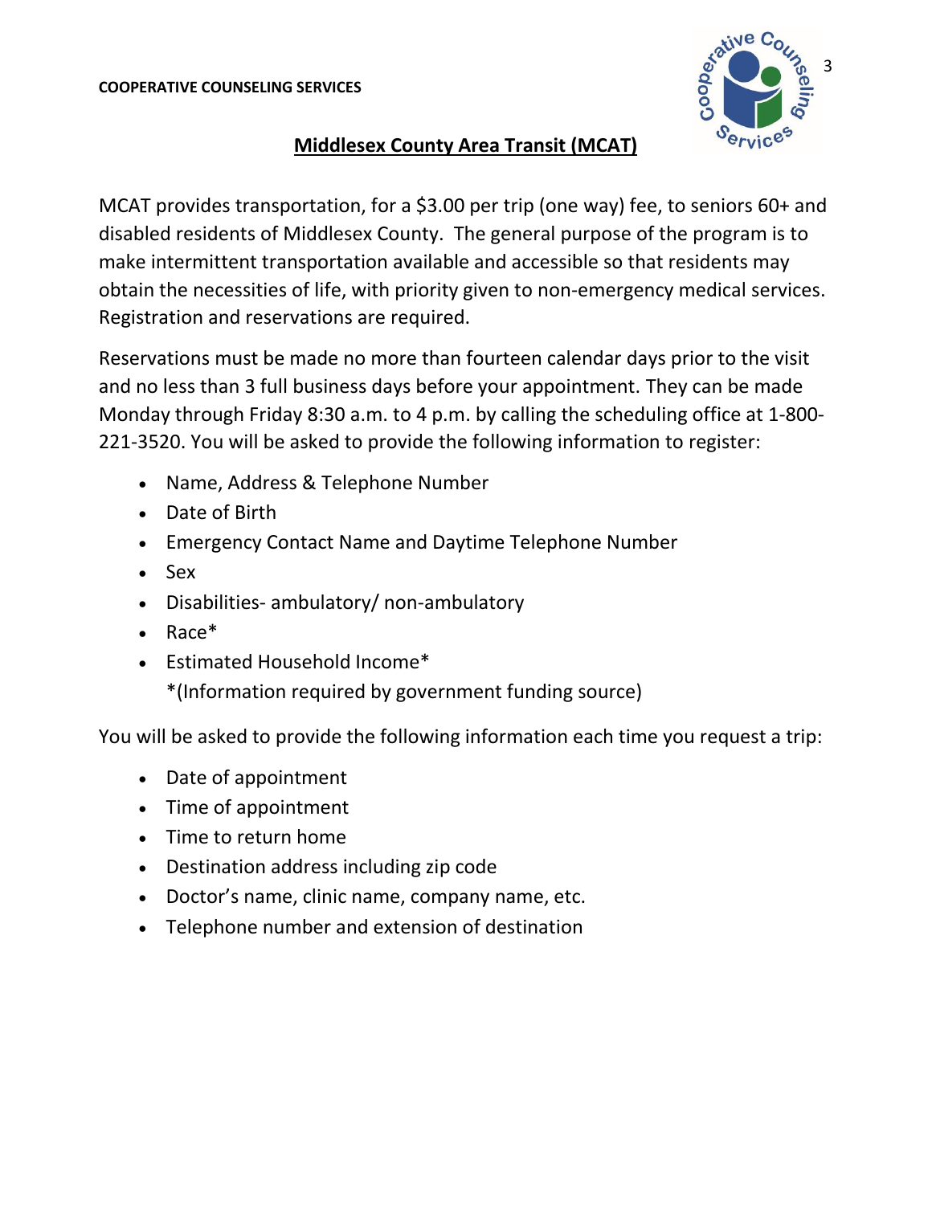## Middlesex County Area Transit (MCAT)

MCAT provides transportation, for a $3.00 per trip (one way) fee, to seniors 60+ and disabled residents of Middlesex County. The general purpose of the program is to make intermittent transportation available and accessible so that residents may obtain the necessities of life, with priority given to non-emergency medical services. Registration and reservations are required.

Reservations must be made no more than fourteen calendar days prior to the visit and no less than 3 full business days before your appointment. They can be made Monday through Friday 8:30 a.m. to 4 p.m. by calling the scheduling office at 1-800-221-3520. You will be asked to provide the following information to register:

- Name, Address & Telephone Number
- Date of Birth
- Emergency Contact Name and Daytime Telephone Number
- Sex
- Disabilities- ambulatory/ non-ambulatory
- Race*
- Estimated Household Income*
  *(Information required by government funding source)

You will be asked to provide the following information each time you request a trip:

- Date of appointment
- Time of appointment
- Time to return home
- Destination address including zip code
- Doctor's name, clinic name, company name, etc.
- Telephone number and extension of destination